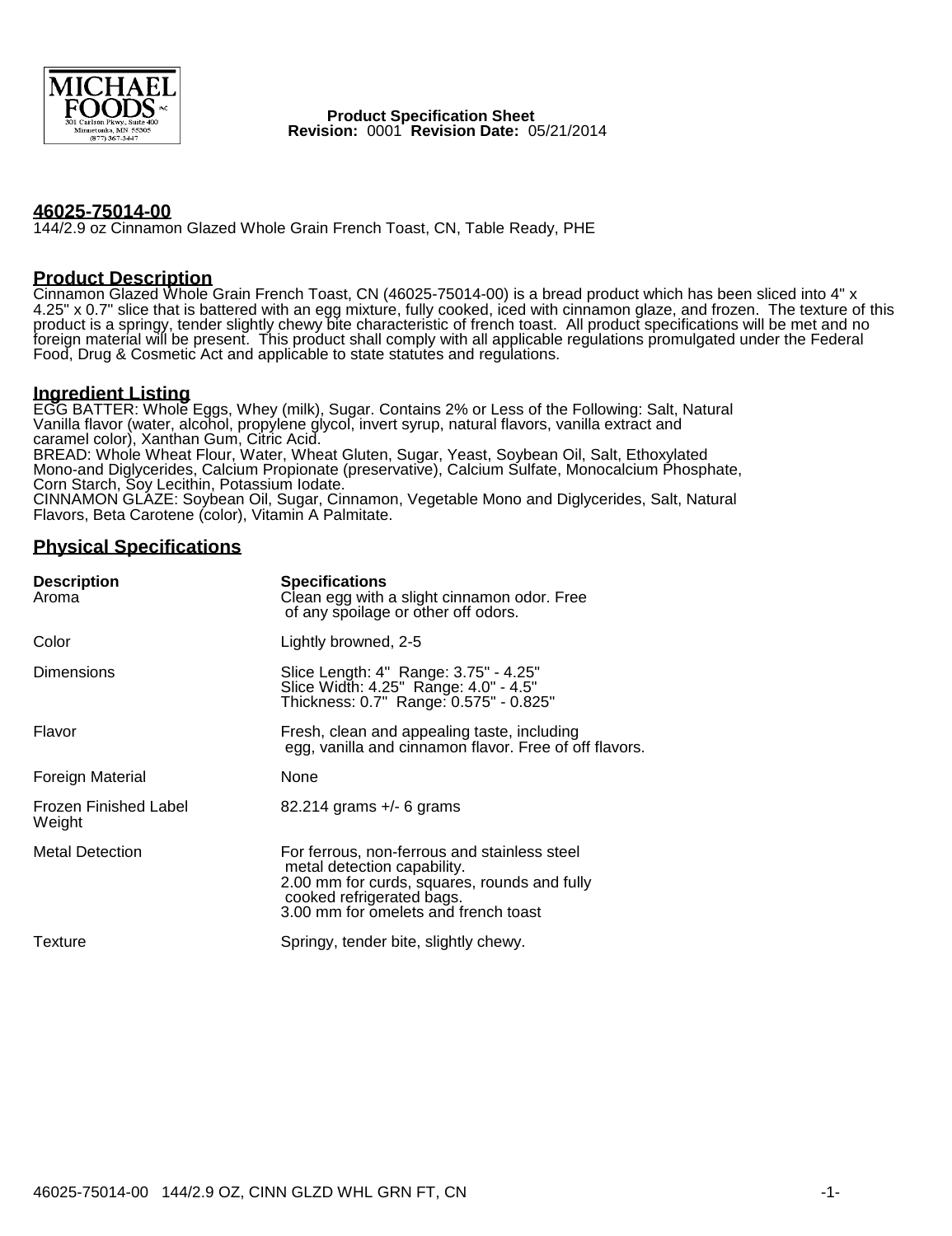MICHAEL FOODS INC
301 Carlson Pkwy., Suite 400
Minnetonka, MN 55305
(877) 367-3447

**Product Specification Sheet**
**Revision:** 0001 **Revision Date:** 05/21/2014

## 46025-75014-00

144/2.9 oz Cinnamon Glazed Whole Grain French Toast, CN, Table Ready, PHE

## Product Description

Cinnamon Glazed Whole Grain French Toast, CN (46025-75014-00) is a bread product which has been sliced into 4" x 4.25" x 0.7" slice that is battered with an egg mixture, fully cooked, iced with cinnamon glaze, and frozen. The texture of this product is a springy, tender slightly chewy bite characteristic of french toast. All product specifications will be met and no foreign material will be present. This product shall comply with all applicable regulations promulgated under the Federal Food, Drug & Cosmetic Act and applicable to state statutes and regulations.

## Ingredient Listing

EGG BATTER: Whole Eggs, Whey (milk), Sugar. Contains 2% or Less of the Following: Salt, Natural Vanilla flavor (water, alcohol, propylene glycol, invert syrup, natural flavors, vanilla extract and caramel color), Xanthan Gum, Citric Acid.
BREAD: Whole Wheat Flour, Water, Wheat Gluten, Sugar, Yeast, Soybean Oil, Salt, Ethoxylated Mono-and Diglycerides, Calcium Propionate (preservative), Calcium Sulfate, Monocalcium Phosphate, Corn Starch, Soy Lecithin, Potassium Iodate.
CINNAMON GLAZE: Soybean Oil, Sugar, Cinnamon, Vegetable Mono and Diglycerides, Salt, Natural Flavors, Beta Carotene (color), Vitamin A Palmitate.

## Physical Specifications

| Description | Specifications |
|---|---|
| Aroma | Clean egg with a slight cinnamon odor. Free of any spoilage or other off odors. |
| Color | Lightly browned, 2-5 |
| Dimensions | Slice Length: 4" Range: 3.75" - 4.25"<br>Slice Width: 4.25" Range: 4.0" - 4.5"<br>Thickness: 0.7" Range: 0.575" - 0.825" |
| Flavor | Fresh, clean and appealing taste, including egg, vanilla and cinnamon flavor. Free of off flavors. |
| Foreign Material | None |
| Frozen Finished Label Weight | 82.214 grams +/- 6 grams |
| Metal Detection | For ferrous, non-ferrous and stainless steel metal detection capability.<br>2.00 mm for curds, squares, rounds and fully cooked refrigerated bags.<br>3.00 mm for omelets and french toast |
| Texture | Springy, tender bite, slightly chewy. |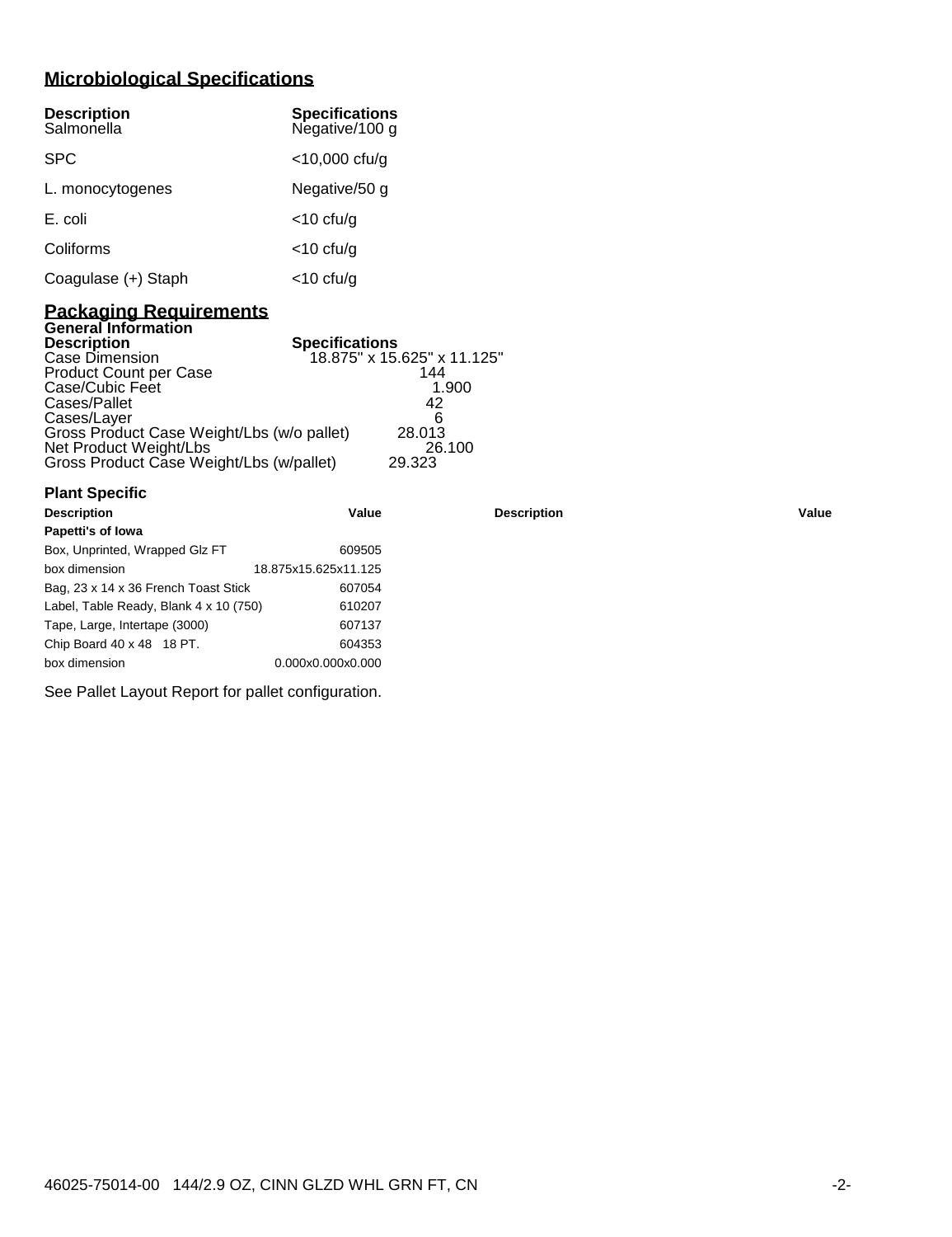## Microbiological Specifications

| Description | Specifications |
|---|---|
| Salmonella | Negative/100 g |
| SPC | <10,000 cfu/g |
| L. monocytogenes | Negative/50 g |
| E. coli | <10 cfu/g |
| Coliforms | <10 cfu/g |
| Coagulase (+) Staph | <10 cfu/g |

## Packaging Requirements

### General Information

| Description | Specifications |
|---|---|
| Case Dimension | 18.875" x 15.625" x 11.125" |
| Product Count per Case | 144 |
| Case/Cubic Feet | 1.900 |
| Cases/Pallet | 42 |
| Cases/Layer | 6 |
| Gross Product Case Weight/Lbs (w/o pallet) | 28.013 |
| Net Product Weight/Lbs | 26.100 |
| Gross Product Case Weight/Lbs (w/pallet) | 29.323 |

### Plant Specific

| Description | Value | Description | Value |
|---|---|---|---|
| **Papetti's of Iowa** | | | |
| Box, Unprinted, Wrapped Glz FT | 609505 | | |
| box dimension | 18.875x15.625x11.125 | | |
| Bag, 23 x 14 x 36 French Toast Stick | 607054 | | |
| Label, Table Ready, Blank 4 x 10 (750) | 610207 | | |
| Tape, Large, Intertape (3000) | 607137 | | |
| Chip Board 40 x 48 18 PT. | 604353 | | |
| box dimension | 0.000x0.000x0.000 | | |

See Pallet Layout Report for pallet configuration.

46025-75014-00 144/2.9 OZ, CINN GLZD WHL GRN FT, CN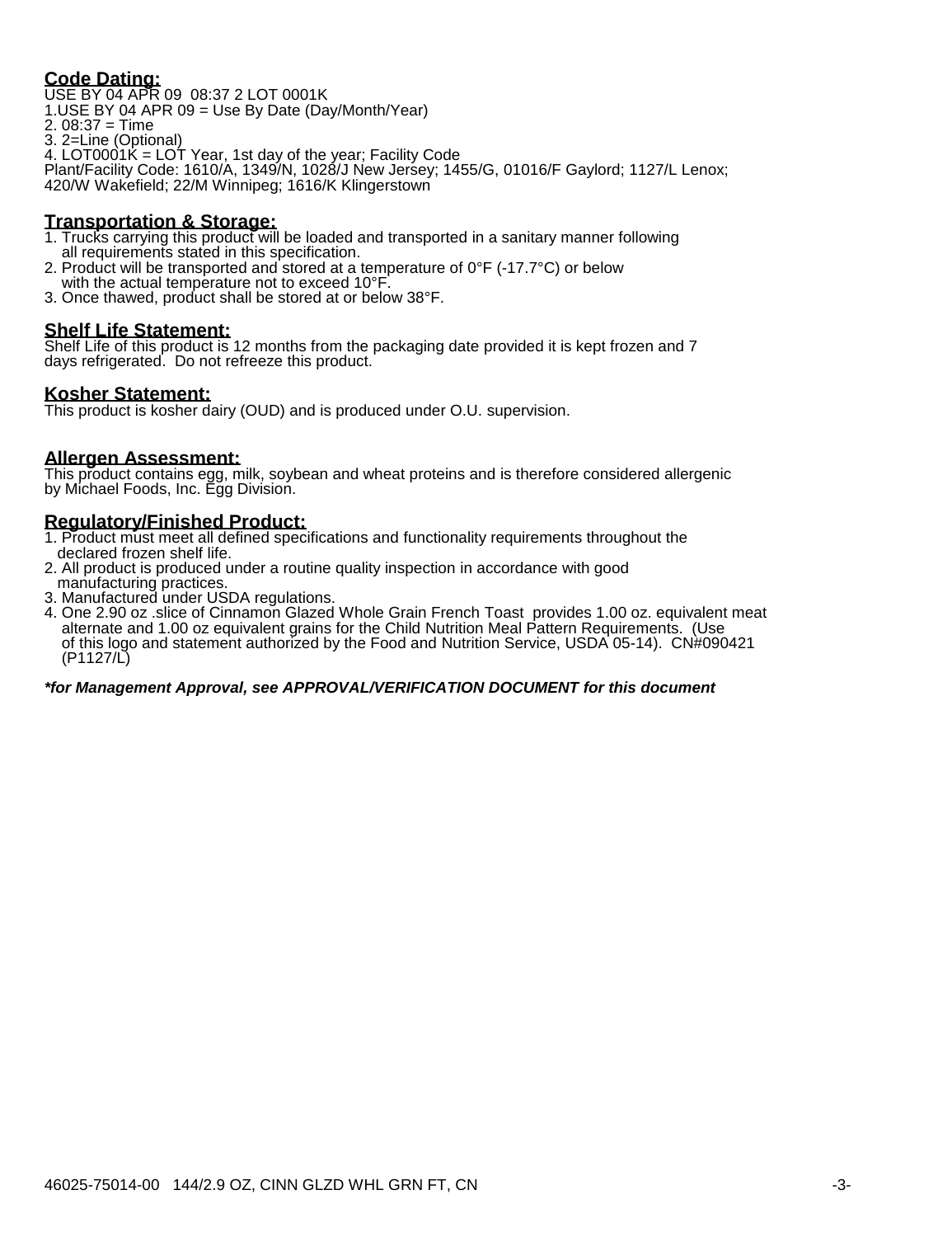**Code Dating:**

USE BY 04 APR 09  08:37 2 LOT 0001K

1.USE BY 04 APR 09 = Use By Date (Day/Month/Year)

2. 08:37 = Time

3. 2=Line (Optional)

4. LOT0001K = LOT Year, 1st day of the year; Facility Code

Plant/Facility Code: 1610/A, 1349/N, 1028/J New Jersey; 1455/G, 01016/F Gaylord; 1127/L Lenox; 420/W Wakefield; 22/M Winnipeg; 1616/K Klingerstown

**Transportation & Storage:**

1. Trucks carrying this product will be loaded and transported in a sanitary manner following all requirements stated in this specification.
2. Product will be transported and stored at a temperature of 0°F (-17.7°C) or below with the actual temperature not to exceed 10°F.
3. Once thawed, product shall be stored at or below 38°F.

**Shelf Life Statement:**

Shelf Life of this product is 12 months from the packaging date provided it is kept frozen and 7 days refrigerated.  Do not refreeze this product.

**Kosher Statement:**

This product is kosher dairy (OUD) and is produced under O.U. supervision.

**Allergen Assessment:**

This product contains egg, milk, soybean and wheat proteins and is therefore considered allergenic by Michael Foods, Inc. Egg Division.

**Regulatory/Finished Product:**

1. Product must meet all defined specifications and functionality requirements throughout the declared frozen shelf life.
2. All product is produced under a routine quality inspection in accordance with good manufacturing practices.
3. Manufactured under USDA regulations.
4. One 2.90 oz .slice of Cinnamon Glazed Whole Grain French Toast  provides 1.00 oz. equivalent meat alternate and 1.00 oz equivalent grains for the Child Nutrition Meal Pattern Requirements.  (Use of this logo and statement authorized by the Food and Nutrition Service, USDA 05-14).  CN#090421 (P1127/L)

***for Management Approval, see APPROVAL/VERIFICATION DOCUMENT for this document***

46025-75014-00   144/2.9 OZ, CINN GLZD WHL GRN FT, CN